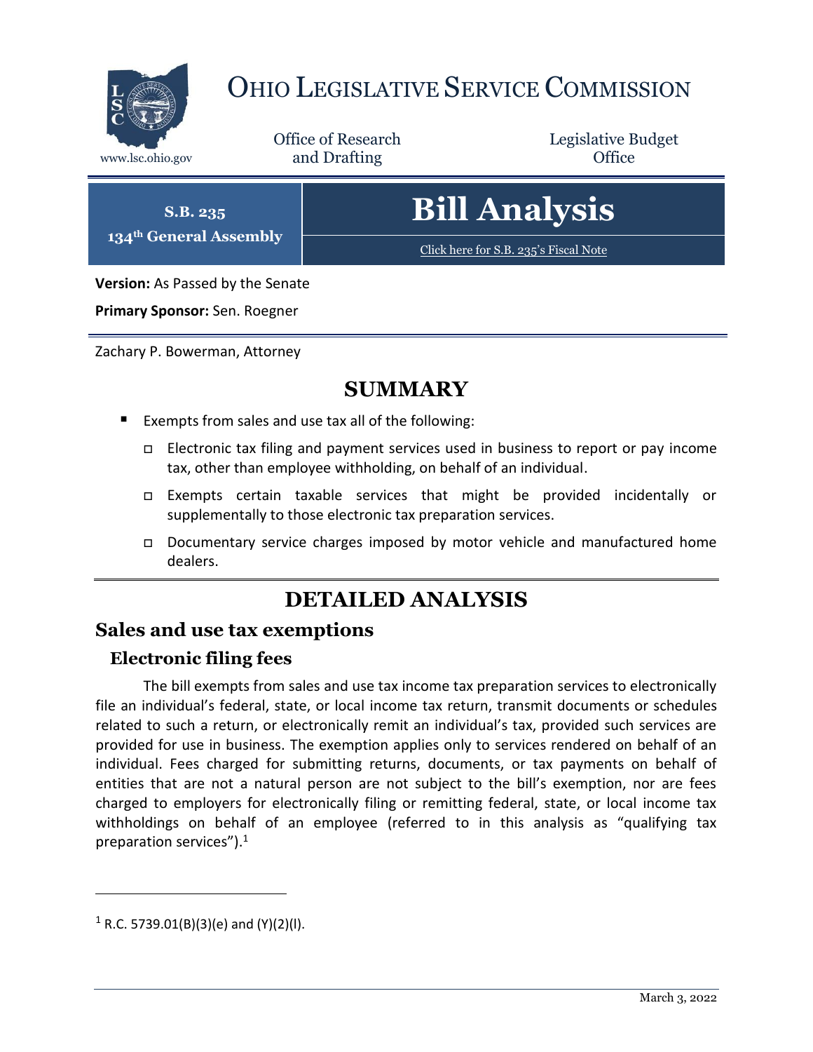# OHIO LEGISLATIVE SERVICE COMMISSION

www.lsc.ohio.gov

Office of Research and Drafting

Legislative Budget Office

**S.B. 235**
**134th General Assembly**

# Bill Analysis

Click here for S.B. 235's Fiscal Note

**Version:** As Passed by the Senate

**Primary Sponsor:** Sen. Roegner

Zachary P. Bowerman, Attorney

## SUMMARY

- Exempts from sales and use tax all of the following:
  - Electronic tax filing and payment services used in business to report or pay income tax, other than employee withholding, on behalf of an individual.
  - Exempts certain taxable services that might be provided incidentally or supplementally to those electronic tax preparation services.
  - Documentary service charges imposed by motor vehicle and manufactured home dealers.

## DETAILED ANALYSIS

## Sales and use tax exemptions

### Electronic filing fees

The bill exempts from sales and use tax income tax preparation services to electronically file an individual's federal, state, or local income tax return, transmit documents or schedules related to such a return, or electronically remit an individual's tax, provided such services are provided for use in business. The exemption applies only to services rendered on behalf of an individual. Fees charged for submitting returns, documents, or tax payments on behalf of entities that are not a natural person are not subject to the bill's exemption, nor are fees charged to employers for electronically filing or remitting federal, state, or local income tax withholdings on behalf of an employee (referred to in this analysis as "qualifying tax preparation services").[1]

---

[1] R.C. 5739.01(B)(3)(e) and (Y)(2)(l).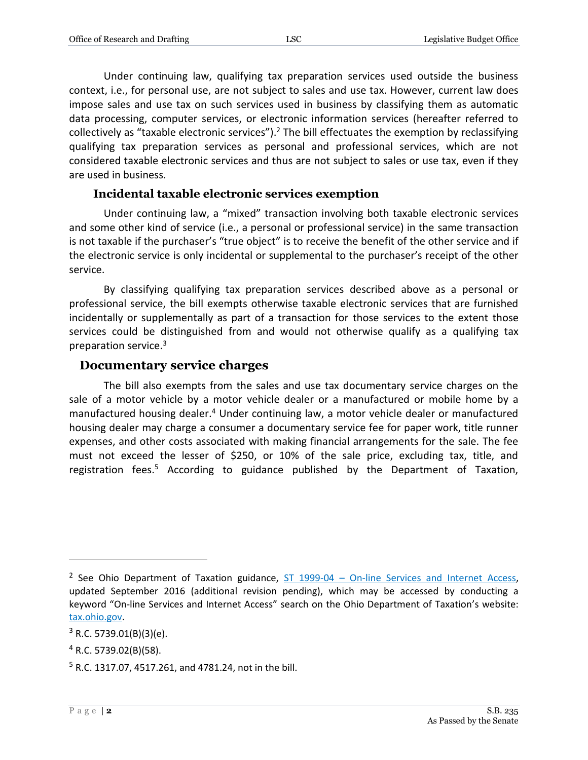Under continuing law, qualifying tax preparation services used outside the business context, i.e., for personal use, are not subject to sales and use tax. However, current law does impose sales and use tax on such services used in business by classifying them as automatic data processing, computer services, or electronic information services (hereafter referred to collectively as "taxable electronic services").[2] The bill effectuates the exemption by reclassifying qualifying tax preparation services as personal and professional services, which are not considered taxable electronic services and thus are not subject to sales or use tax, even if they are used in business.

### Incidental taxable electronic services exemption

Under continuing law, a "mixed" transaction involving both taxable electronic services and some other kind of service (i.e., a personal or professional service) in the same transaction is not taxable if the purchaser's "true object" is to receive the benefit of the other service and if the electronic service is only incidental or supplemental to the purchaser's receipt of the other service.

By classifying qualifying tax preparation services described above as a personal or professional service, the bill exempts otherwise taxable electronic services that are furnished incidentally or supplementally as part of a transaction for those services to the extent those services could be distinguished from and would not otherwise qualify as a qualifying tax preparation service.[3]

## Documentary service charges

The bill also exempts from the sales and use tax documentary service charges on the sale of a motor vehicle by a motor vehicle dealer or a manufactured or mobile home by a manufactured housing dealer.[4] Under continuing law, a motor vehicle dealer or manufactured housing dealer may charge a consumer a documentary service fee for paper work, title runner expenses, and other costs associated with making financial arrangements for the sale. The fee must not exceed the lesser of $250, or 10% of the sale price, excluding tax, title, and registration fees.[5] According to guidance published by the Department of Taxation,

---

[2] See Ohio Department of Taxation guidance, [ST 1999-04 – On-line Services and Internet Access](), updated September 2016 (additional revision pending), which may be accessed by conducting a keyword "On-line Services and Internet Access" search on the Ohio Department of Taxation's website: [tax.ohio.gov]().

[3] R.C. 5739.01(B)(3)(e).

[4] R.C. 5739.02(B)(58).

[5] R.C. 1317.07, 4517.261, and 4781.24, not in the bill.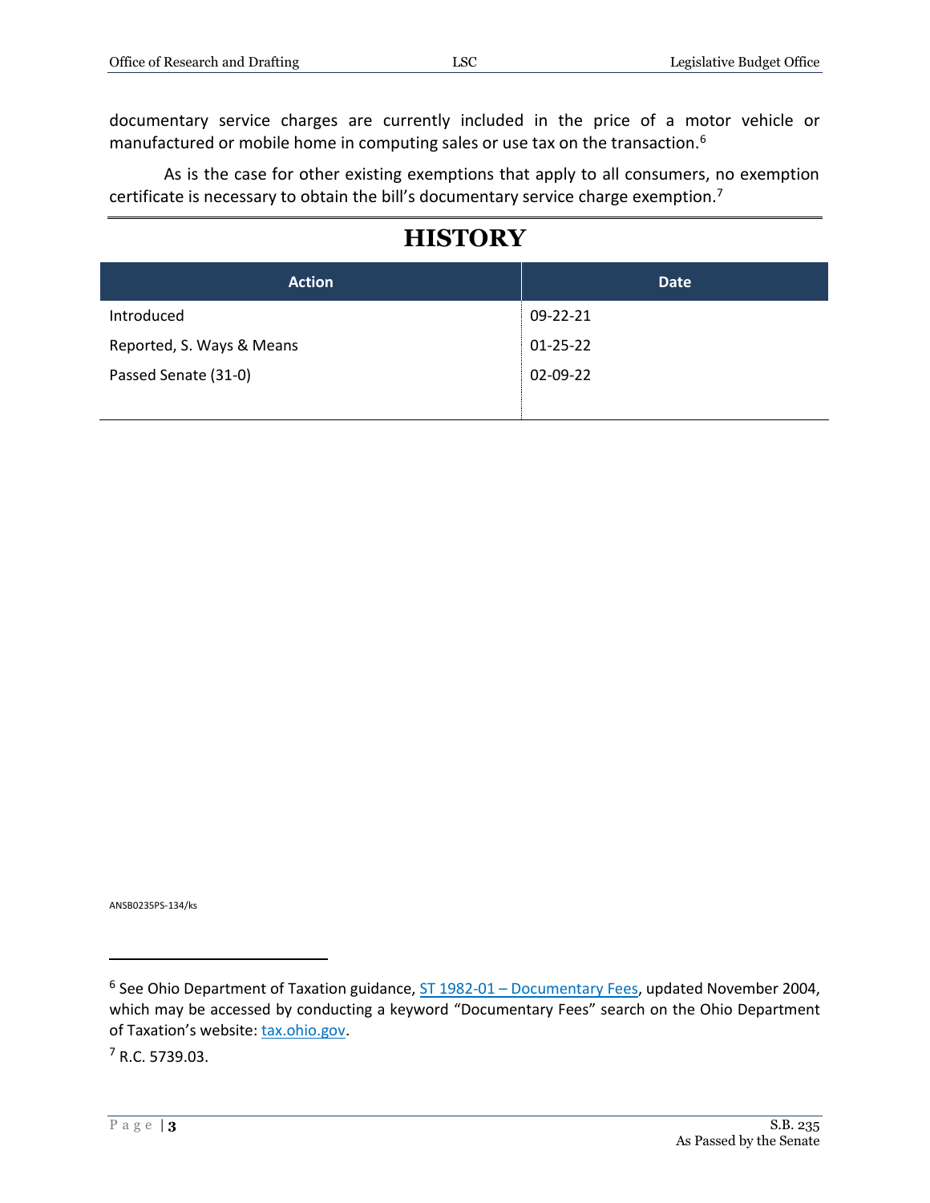documentary service charges are currently included in the price of a motor vehicle or manufactured or mobile home in computing sales or use tax on the transaction.[6]

As is the case for other existing exemptions that apply to all consumers, no exemption certificate is necessary to obtain the bill's documentary service charge exemption.[7]

# HISTORY

| Action | Date |
|---|---|
| Introduced | 09-22-21 |
| Reported, S. Ways & Means | 01-25-22 |
| Passed Senate (31-0) | 02-09-22 |

ANSB0235PS-134/ks

[6] See Ohio Department of Taxation guidance, [ST 1982-01 – Documentary Fees](), updated November 2004, which may be accessed by conducting a keyword "Documentary Fees" search on the Ohio Department of Taxation's website: [tax.ohio.gov]().

[7] R.C. 5739.03.